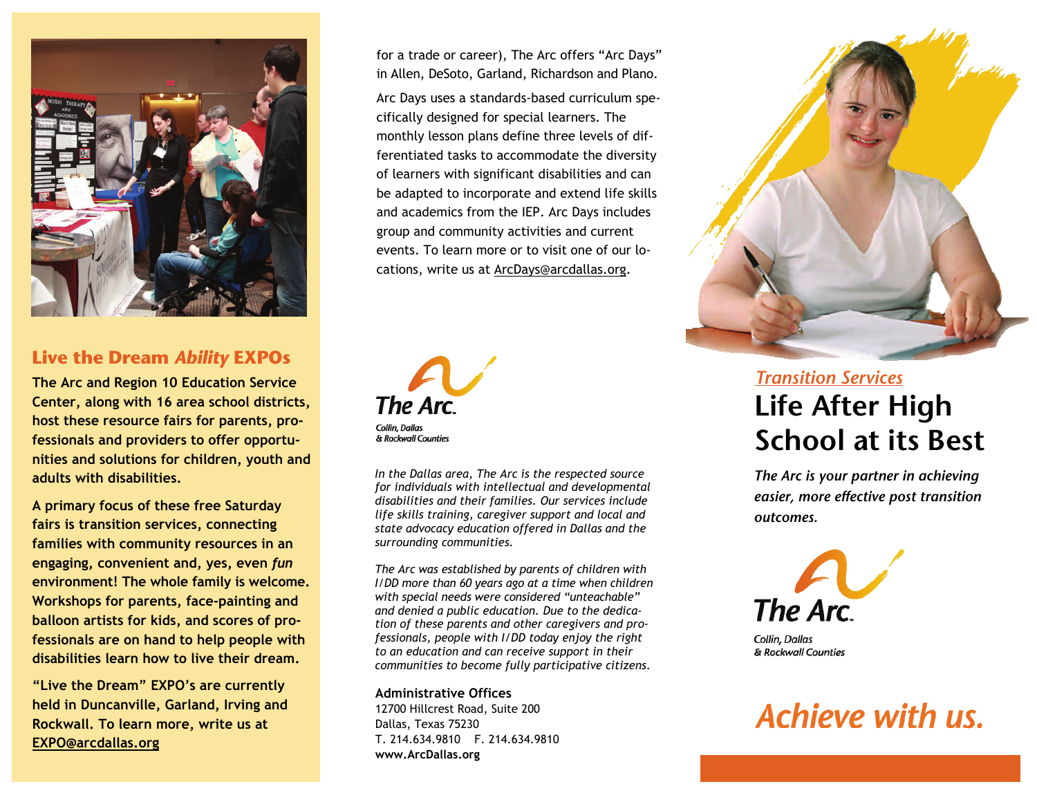## Live the Dream *Ability* EXPOs

**The Arc and Region 10 Education Service Center, along with 16 area school districts, host these resource fairs for parents, professionals and providers to offer opportunities and solutions for children, youth and adults with disabilities.**

**A primary focus of these free Saturday fairs is transition services, connecting families with community resources in an engaging, convenient and, yes, even *fun* environment! The whole family is welcome. Workshops for parents, face-painting and balloon artists for kids, and scores of professionals are on hand to help people with disabilities learn how to live their dream.**

**"Live the Dream" EXPO's are currently held in Duncanville, Garland, Irving and Rockwall. To learn more, write us at EXPO@arcdallas.org**

for a trade or career), The Arc offers "Arc Days" in Allen, DeSoto, Garland, Richardson and Plano.

Arc Days uses a standards-based curriculum specifically designed for special learners. The monthly lesson plans define three levels of differentiated tasks to accommodate the diversity of learners with significant disabilities and can be adapted to incorporate and extend life skills and academics from the IEP. Arc Days includes group and community activities and current events. To learn more or to visit one of our locations, write us at ArcDays@arcdallas.org.

The Arc.
Collin, Dallas & Rockwall Counties

*In the Dallas area, The Arc is the respected source for individuals with intellectual and developmental disabilities and their families. Our services include life skills training, caregiver support and local and state advocacy education offered in Dallas and the surrounding communities.*

*The Arc was established by parents of children with I/DD more than 60 years ago at a time when children with special needs were considered "unteachable" and denied a public education. Due to the dedication of these parents and other caregivers and professionals, people with I/DD today enjoy the right to an education and can receive support in their communities to become fully participative citizens.*

**Administrative Offices**
12700 Hillcrest Road, Suite 200
Dallas, Texas 75230
T. 214.634.9810 F. 214.634.9810
**www.ArcDallas.org**

*Transition Services*

# Life After High School at its Best

***The Arc is your partner in achieving easier, more effective post transition outcomes.***

The Arc.
Collin, Dallas & Rockwall Counties

*Achieve with us.*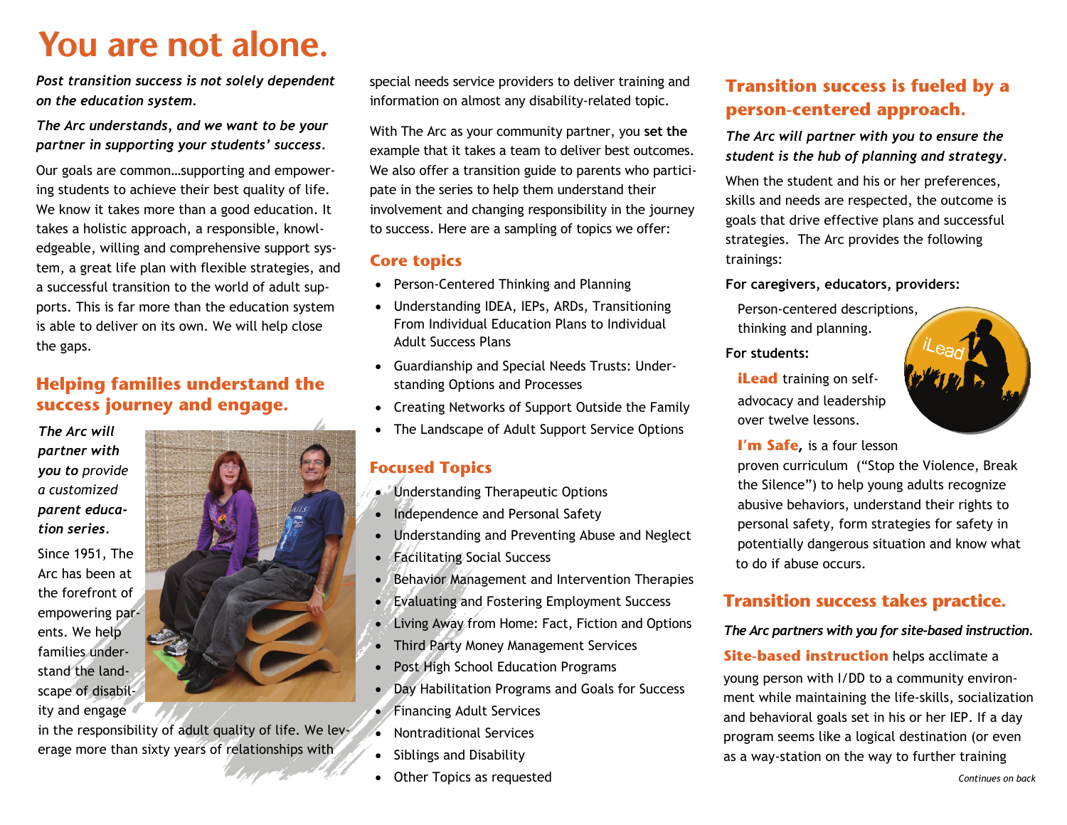# You are not alone.

***Post transition success is not solely dependent on the education system.***

***The Arc understands, and we want to be your partner in supporting your students' success.***

Our goals are common…supporting and empowering students to achieve their best quality of life. We know it takes more than a good education. It takes a holistic approach, a responsible, knowledgeable, willing and comprehensive support system, a great life plan with flexible strategies, and a successful transition to the world of adult supports. This is far more than the education system is able to deliver on its own. We will help close the gaps.

## Helping families understand the success journey and engage.

***The Arc will partner with you** to provide a customized **parent education series**.*

Since 1951, The Arc has been at the forefront of empowering parents. We help families understand the landscape of disability and engage in the responsibility of adult quality of life. We leverage more than sixty years of relationships with special needs service providers to deliver training and information on almost any disability-related topic.

With The Arc as your community partner, you **set the** example that it takes a team to deliver best outcomes. We also offer a transition guide to parents who participate in the series to help them understand their involvement and changing responsibility in the journey to success. Here are a sampling of topics we offer:

### Core topics

- Person-Centered Thinking and Planning
- Understanding IDEA, IEPs, ARDs, Transitioning From Individual Education Plans to Individual Adult Success Plans
- Guardianship and Special Needs Trusts: Understanding Options and Processes
- Creating Networks of Support Outside the Family
- The Landscape of Adult Support Service Options

### Focused Topics

- Understanding Therapeutic Options
- Independence and Personal Safety
- Understanding and Preventing Abuse and Neglect
- Facilitating Social Success
- Behavior Management and Intervention Therapies
- Evaluating and Fostering Employment Success
- Living Away from Home: Fact, Fiction and Options
- Third Party Money Management Services
- Post High School Education Programs
- Day Habilitation Programs and Goals for Success
- Financing Adult Services
- Nontraditional Services
- Siblings and Disability
- Other Topics as requested

## Transition success is fueled by a person-centered approach.

***The Arc will partner with you to ensure the student is the hub of planning and strategy.***

When the student and his or her preferences, skills and needs are respected, the outcome is goals that drive effective plans and successful strategies. The Arc provides the following trainings:

**For caregivers, educators, providers:**

Person-centered descriptions, thinking and planning.

**For students:**

**iLead** training on self-advocacy and leadership over twelve lessons.

**I'm Safe,** is a four lesson proven curriculum ("Stop the Violence, Break the Silence") to help young adults recognize abusive behaviors, understand their rights to personal safety, form strategies for safety in potentially dangerous situation and know what to do if abuse occurs.

## Transition success takes practice.

***The Arc partners with you for site-based instruction.***

**Site-based instruction** helps acclimate a young person with I/DD to a community environment while maintaining the life-skills, socialization and behavioral goals set in his or her IEP. If a day program seems like a logical destination (or even as a way-station on the way to further training

*Continues on back*